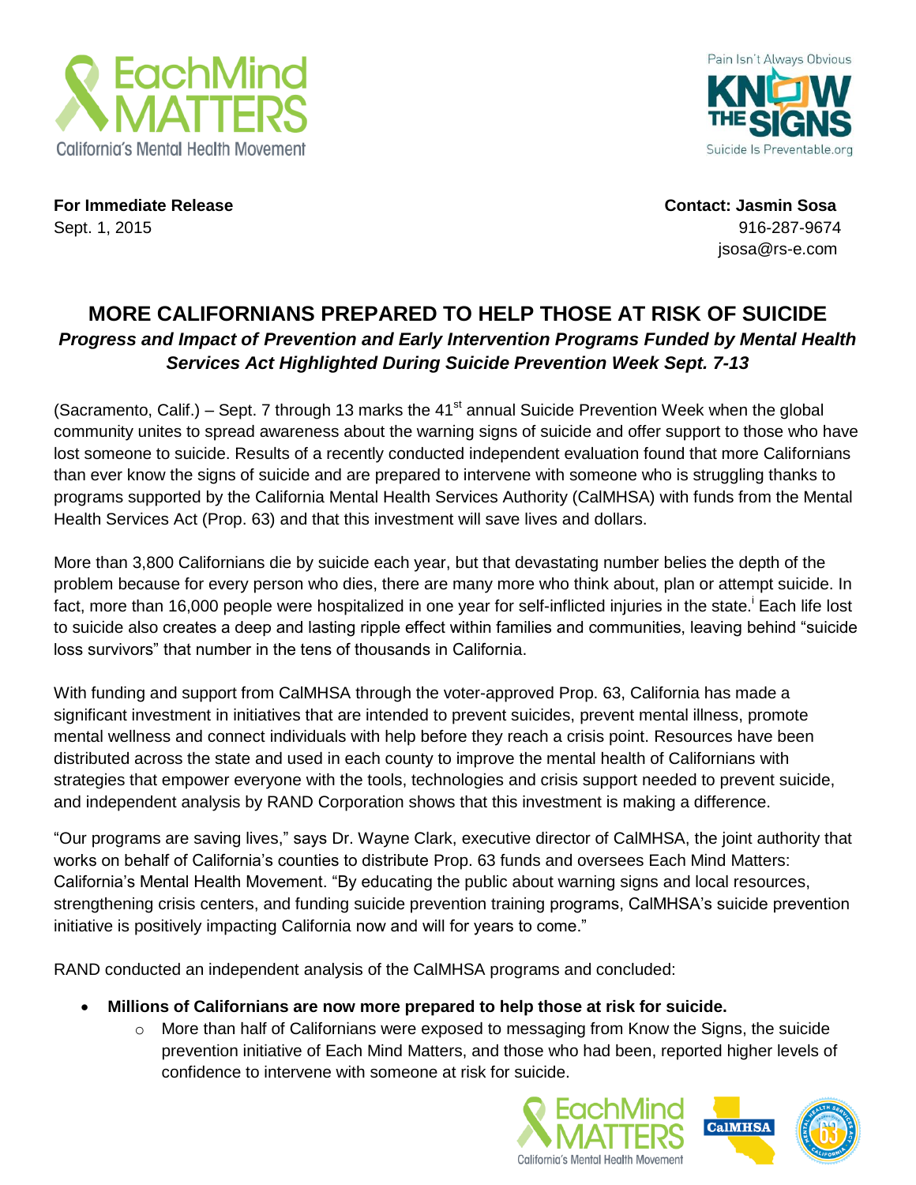**For Immediate Release**
Sept. 1, 2015

**Contact: Jasmin Sosa**
916-287-9674
jsosa@rs-e.com

# MORE CALIFORNIANS PREPARED TO HELP THOSE AT RISK OF SUICIDE

***Progress and Impact of Prevention and Early Intervention Programs Funded by Mental Health Services Act Highlighted During Suicide Prevention Week Sept. 7-13***

(Sacramento, Calif.) – Sept. 7 through 13 marks the 41st annual Suicide Prevention Week when the global community unites to spread awareness about the warning signs of suicide and offer support to those who have lost someone to suicide. Results of a recently conducted independent evaluation found that more Californians than ever know the signs of suicide and are prepared to intervene with someone who is struggling thanks to programs supported by the California Mental Health Services Authority (CalMHSA) with funds from the Mental Health Services Act (Prop. 63) and that this investment will save lives and dollars.

More than 3,800 Californians die by suicide each year, but that devastating number belies the depth of the problem because for every person who dies, there are many more who think about, plan or attempt suicide. In fact, more than 16,000 people were hospitalized in one year for self-inflicted injuries in the state.[i] Each life lost to suicide also creates a deep and lasting ripple effect within families and communities, leaving behind "suicide loss survivors" that number in the tens of thousands in California.

With funding and support from CalMHSA through the voter-approved Prop. 63, California has made a significant investment in initiatives that are intended to prevent suicides, prevent mental illness, promote mental wellness and connect individuals with help before they reach a crisis point. Resources have been distributed across the state and used in each county to improve the mental health of Californians with strategies that empower everyone with the tools, technologies and crisis support needed to prevent suicide, and independent analysis by RAND Corporation shows that this investment is making a difference.

"Our programs are saving lives," says Dr. Wayne Clark, executive director of CalMHSA, the joint authority that works on behalf of California's counties to distribute Prop. 63 funds and oversees Each Mind Matters: California's Mental Health Movement. "By educating the public about warning signs and local resources, strengthening crisis centers, and funding suicide prevention training programs, CalMHSA's suicide prevention initiative is positively impacting California now and will for years to come."

RAND conducted an independent analysis of the CalMHSA programs and concluded:

- **Millions of Californians are now more prepared to help those at risk for suicide.**
  - More than half of Californians were exposed to messaging from Know the Signs, the suicide prevention initiative of Each Mind Matters, and those who had been, reported higher levels of confidence to intervene with someone at risk for suicide.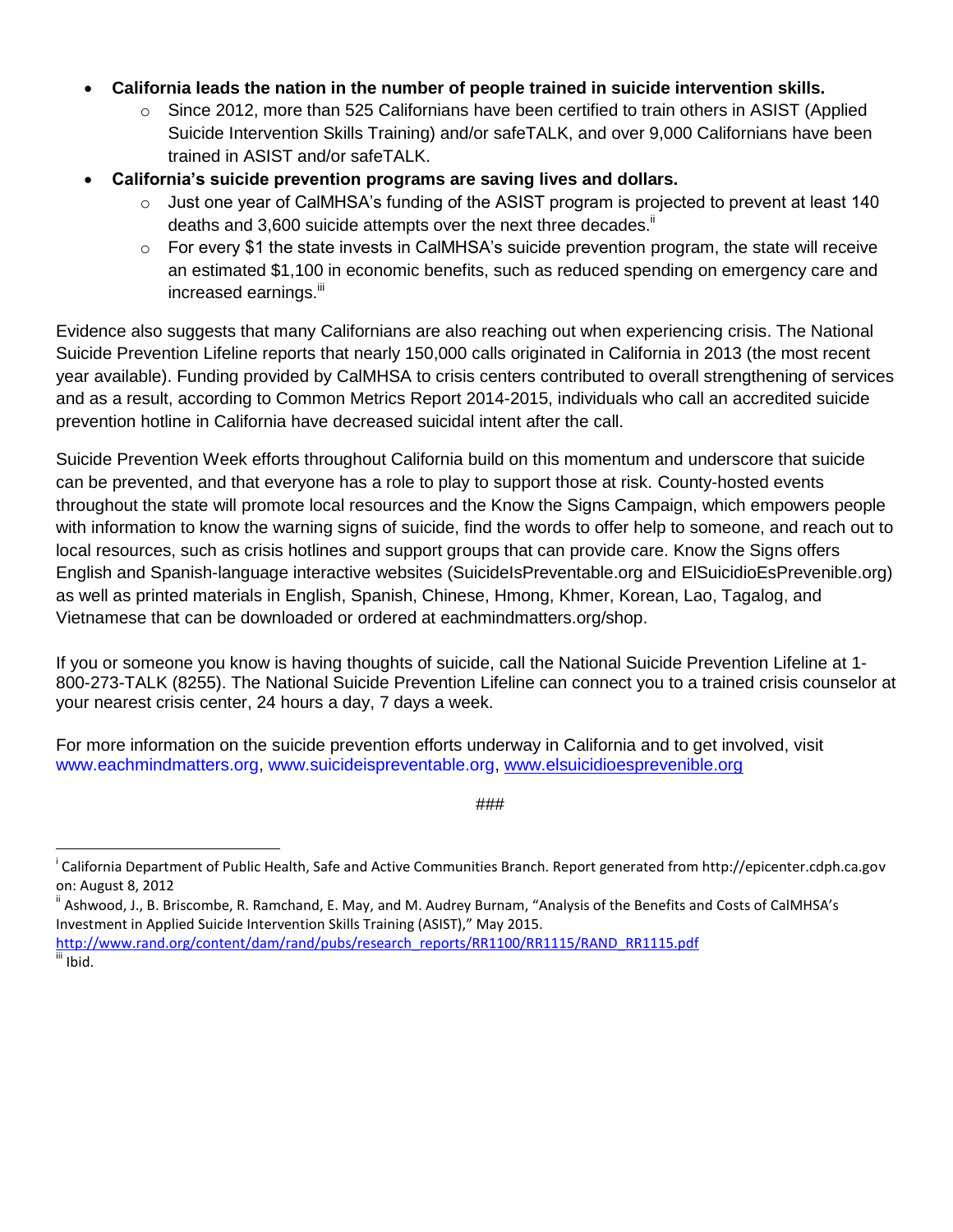- **California leads the nation in the number of people trained in suicide intervention skills.**
  - Since 2012, more than 525 Californians have been certified to train others in ASIST (Applied Suicide Intervention Skills Training) and/or safeTALK, and over 9,000 Californians have been trained in ASIST and/or safeTALK.
- **California's suicide prevention programs are saving lives and dollars.**
  - Just one year of CalMHSA's funding of the ASIST program is projected to prevent at least 140 deaths and 3,600 suicide attempts over the next three decades.[ii]
  - For every $1 the state invests in CalMHSA's suicide prevention program, the state will receive an estimated $1,100 in economic benefits, such as reduced spending on emergency care and increased earnings.[iii]

Evidence also suggests that many Californians are also reaching out when experiencing crisis. The National Suicide Prevention Lifeline reports that nearly 150,000 calls originated in California in 2013 (the most recent year available). Funding provided by CalMHSA to crisis centers contributed to overall strengthening of services and as a result, according to Common Metrics Report 2014-2015, individuals who call an accredited suicide prevention hotline in California have decreased suicidal intent after the call.

Suicide Prevention Week efforts throughout California build on this momentum and underscore that suicide can be prevented, and that everyone has a role to play to support those at risk. County-hosted events throughout the state will promote local resources and the Know the Signs Campaign, which empowers people with information to know the warning signs of suicide, find the words to offer help to someone, and reach out to local resources, such as crisis hotlines and support groups that can provide care. Know the Signs offers English and Spanish-language interactive websites (SuicideIsPreventable.org and ElSuicidioEsPrevenible.org) as well as printed materials in English, Spanish, Chinese, Hmong, Khmer, Korean, Lao, Tagalog, and Vietnamese that can be downloaded or ordered at eachmindmatters.org/shop.

If you or someone you know is having thoughts of suicide, call the National Suicide Prevention Lifeline at 1-800-273-TALK (8255). The National Suicide Prevention Lifeline can connect you to a trained crisis counselor at your nearest crisis center, 24 hours a day, 7 days a week.

For more information on the suicide prevention efforts underway in California and to get involved, visit www.eachmindmatters.org, www.suicideispreventable.org, www.elsuicidioesprevenible.org

###

---

[i] California Department of Public Health, Safe and Active Communities Branch. Report generated from http://epicenter.cdph.ca.gov on: August 8, 2012

[ii] Ashwood, J., B. Briscombe, R. Ramchand, E. May, and M. Audrey Burnam, "Analysis of the Benefits and Costs of CalMHSA's Investment in Applied Suicide Intervention Skills Training (ASIST)," May 2015. http://www.rand.org/content/dam/rand/pubs/research_reports/RR1100/RR1115/RAND_RR1115.pdf

[iii] Ibid.